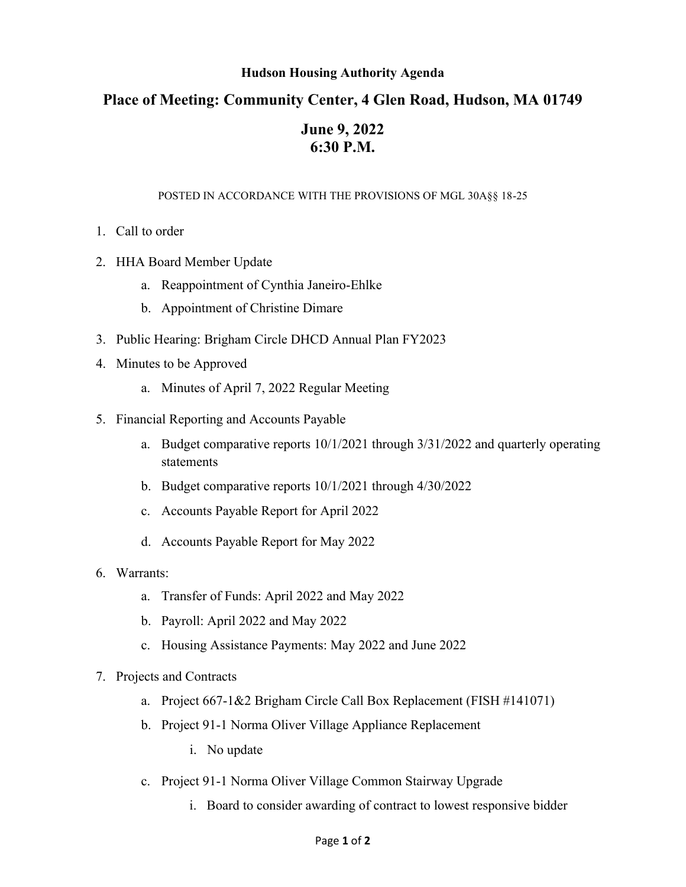**Hudson Housing Authority Agenda**

# Place of Meeting: Community Center, 4 Glen Road, Hudson, MA 01749

## June 9, 2022
## 6:30 P.M.

POSTED IN ACCORDANCE WITH THE PROVISIONS OF MGL 30A§§ 18-25

1. Call to order
2. HHA Board Member Update
    a. Reappointment of Cynthia Janeiro-Ehlke
    b. Appointment of Christine Dimare
3. Public Hearing: Brigham Circle DHCD Annual Plan FY2023
4. Minutes to be Approved
    a. Minutes of April 7, 2022 Regular Meeting
5. Financial Reporting and Accounts Payable
    a. Budget comparative reports 10/1/2021 through 3/31/2022 and quarterly operating statements
    b. Budget comparative reports 10/1/2021 through 4/30/2022
    c. Accounts Payable Report for April 2022
    d. Accounts Payable Report for May 2022
6. Warrants:
    a. Transfer of Funds: April 2022 and May 2022
    b. Payroll: April 2022 and May 2022
    c. Housing Assistance Payments: May 2022 and June 2022
7. Projects and Contracts
    a. Project 667-1&2 Brigham Circle Call Box Replacement (FISH #141071)
    b. Project 91-1 Norma Oliver Village Appliance Replacement
        i. No update
    c. Project 91-1 Norma Oliver Village Common Stairway Upgrade
        i. Board to consider awarding of contract to lowest responsive bidder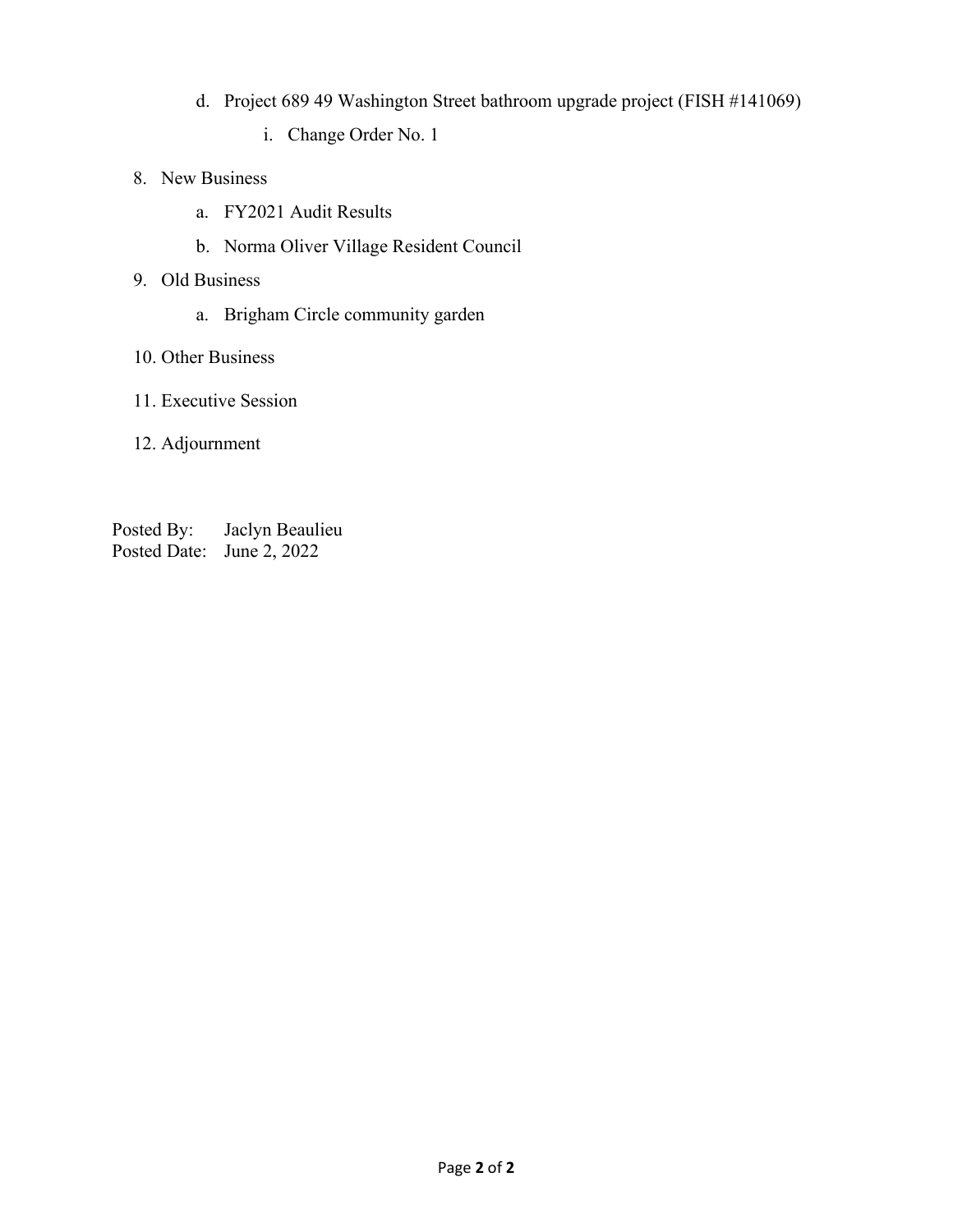d. Project 689 49 Washington Street bathroom upgrade project (FISH #141069)
      i. Change Order No. 1

8. New Business
   a. FY2021 Audit Results
   b. Norma Oliver Village Resident Council
9. Old Business
   a. Brigham Circle community garden
10. Other Business
11. Executive Session
12. Adjournment

Posted By: Jaclyn Beaulieu
Posted Date: June 2, 2022